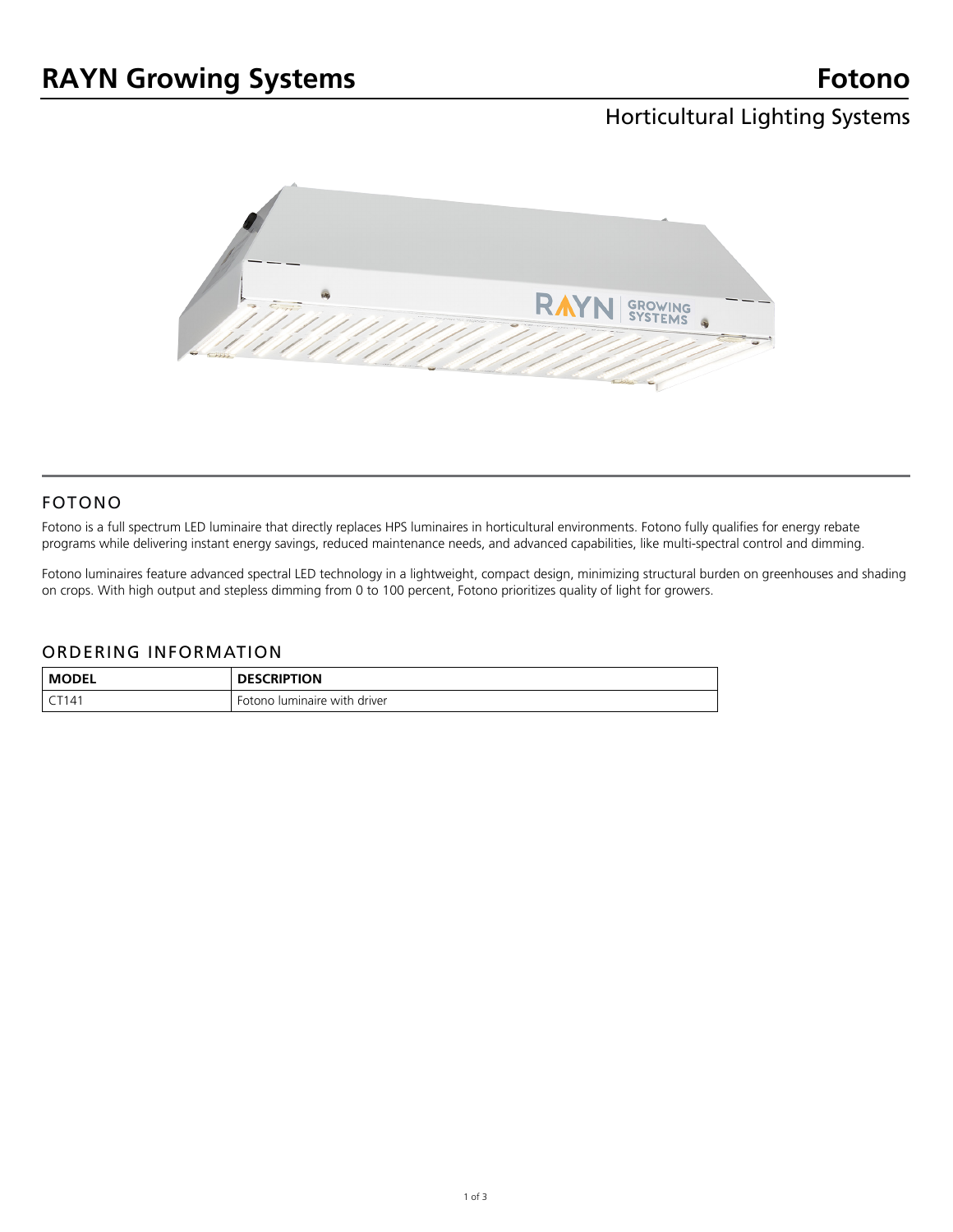# RAYN Growing Systems

# Fotono

## Horticultural Lighting Systems

## FOTONO

Fotono is a full spectrum LED luminaire that directly replaces HPS luminaires in horticultural environments. Fotono fully qualifies for energy rebate programs while delivering instant energy savings, reduced maintenance needs, and advanced capabilities, like multi-spectral control and dimming.

Fotono luminaires feature advanced spectral LED technology in a lightweight, compact design, minimizing structural burden on greenhouses and shading on crops. With high output and stepless dimming from 0 to 100 percent, Fotono prioritizes quality of light for growers.

## ORDERING INFORMATION

| MODEL | DESCRIPTION |
| --- | --- |
| CT141 | Fotono luminaire with driver |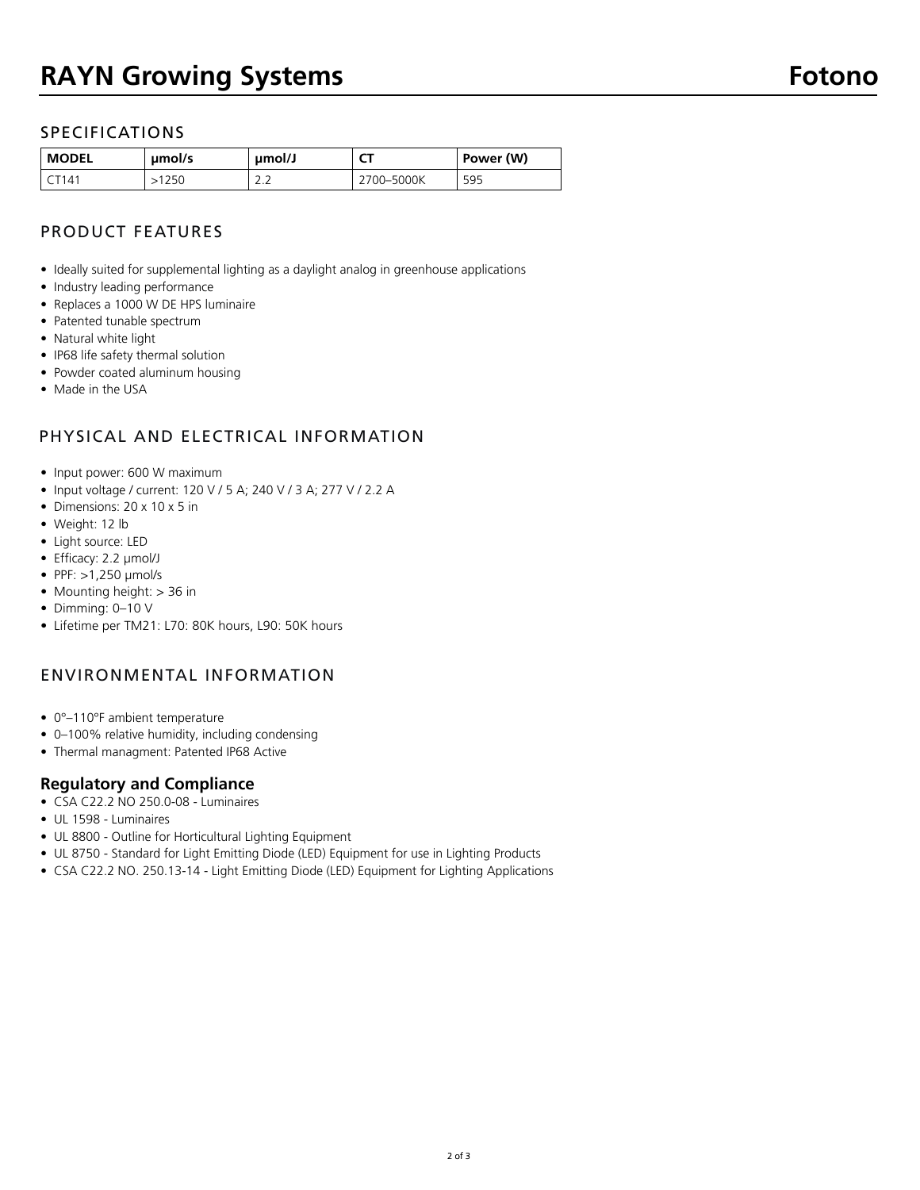# RAYN Growing Systems

**Fotono**

## SPECIFICATIONS

| MODEL | µmol/s | µmol/J | CT | Power (W) |
| --- | --- | --- | --- | --- |
| CT141 | >1250 | 2.2 | 2700–5000K | 595 |

## PRODUCT FEATURES

- Ideally suited for supplemental lighting as a daylight analog in greenhouse applications
- Industry leading performance
- Replaces a 1000 W DE HPS luminaire
- Patented tunable spectrum
- Natural white light
- IP68 life safety thermal solution
- Powder coated aluminum housing
- Made in the USA

## PHYSICAL AND ELECTRICAL INFORMATION

- Input power: 600 W maximum
- Input voltage / current: 120 V / 5 A; 240 V / 3 A; 277 V / 2.2 A
- Dimensions: 20 x 10 x 5 in
- Weight: 12 lb
- Light source: LED
- Efficacy: 2.2 µmol/J
- PPF: >1,250 µmol/s
- Mounting height: > 36 in
- Dimming: 0–10 V
- Lifetime per TM21: L70: 80K hours, L90: 50K hours

## ENVIRONMENTAL INFORMATION

- 0°–110°F ambient temperature
- 0–100% relative humidity, including condensing
- Thermal managment: Patented IP68 Active

### Regulatory and Compliance

- CSA C22.2 NO 250.0-08 - Luminaires
- UL 1598 - Luminaires
- UL 8800 - Outline for Horticultural Lighting Equipment
- UL 8750 - Standard for Light Emitting Diode (LED) Equipment for use in Lighting Products
- CSA C22.2 NO. 250.13-14 - Light Emitting Diode (LED) Equipment for Lighting Applications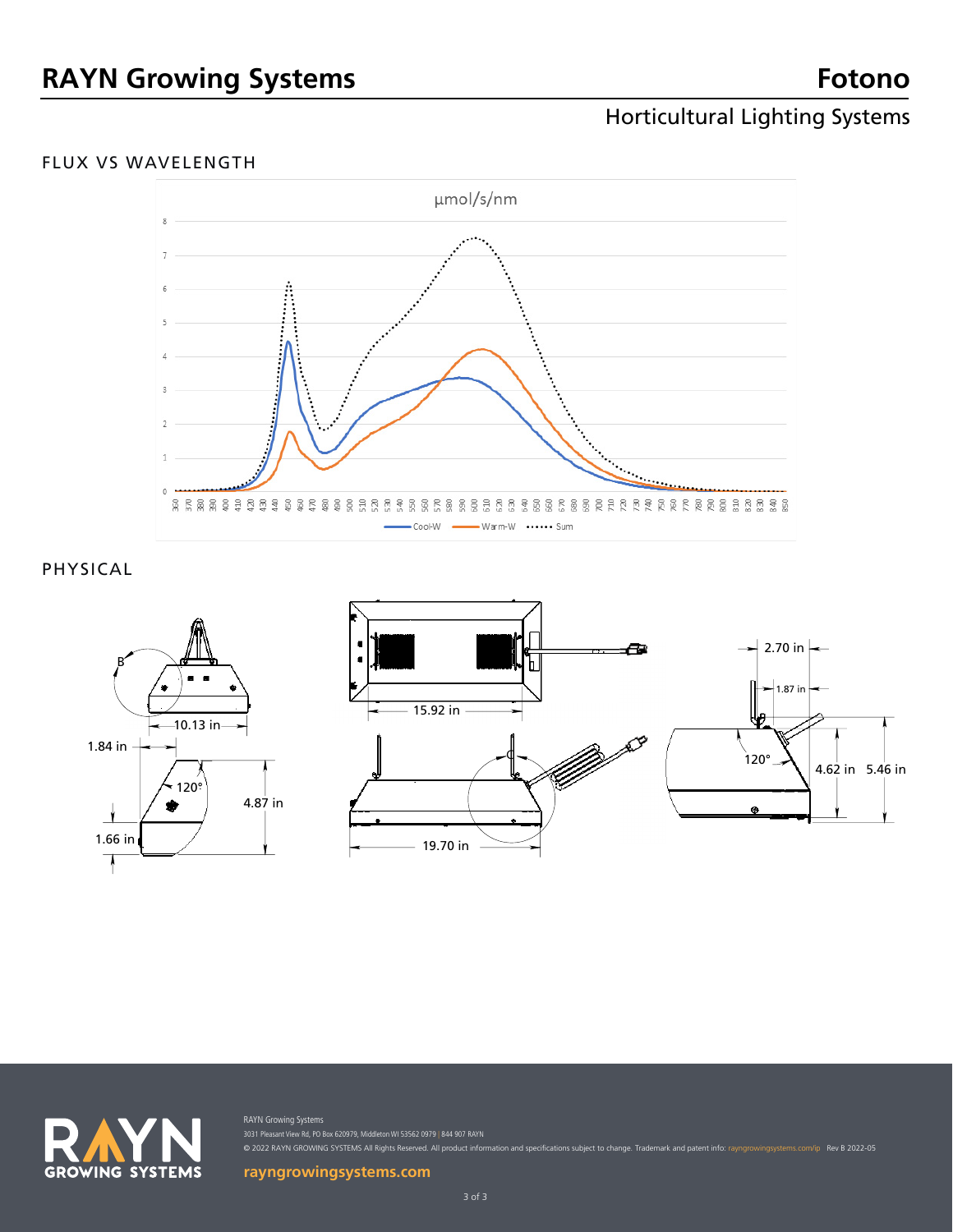# RAYN Growing Systems

# Fotono

## Horticultural Lighting Systems

### FLUX VS WAVELENGTH

µmol/s/nm

8
7
6
5
4
3
2
1
0

350 360 370 380 390 400 410 420 430 440 450 460 470 480 490 500 510 520 530 540 550 560 570 580 590 600 610 620 630 640 650 660 670 680 690 700 710 720 730 740 750 760 770 780 790 800 810 820 830 840 850

Cool-W
Warm-W
Sum

### PHYSICAL

B

10.13 in
1.84 in
120°
4.87 in
1.66 in

15.92 in
19.70 in

2.70 in
1.87 in
120°
4.62 in
5.46 in

RAYN Growing Systems
3031 Pleasant View Rd, PO Box 620979, Middleton WI 53562 0979 | 844 907 RAYN
© 2022 RAYN GROWING SYSTEMS All Rights Reserved. All product information and specifications subject to change. Trademark and patent info: rayngrowingsystems.com/ip Rev B 2022-05

rayngrowingsystems.com